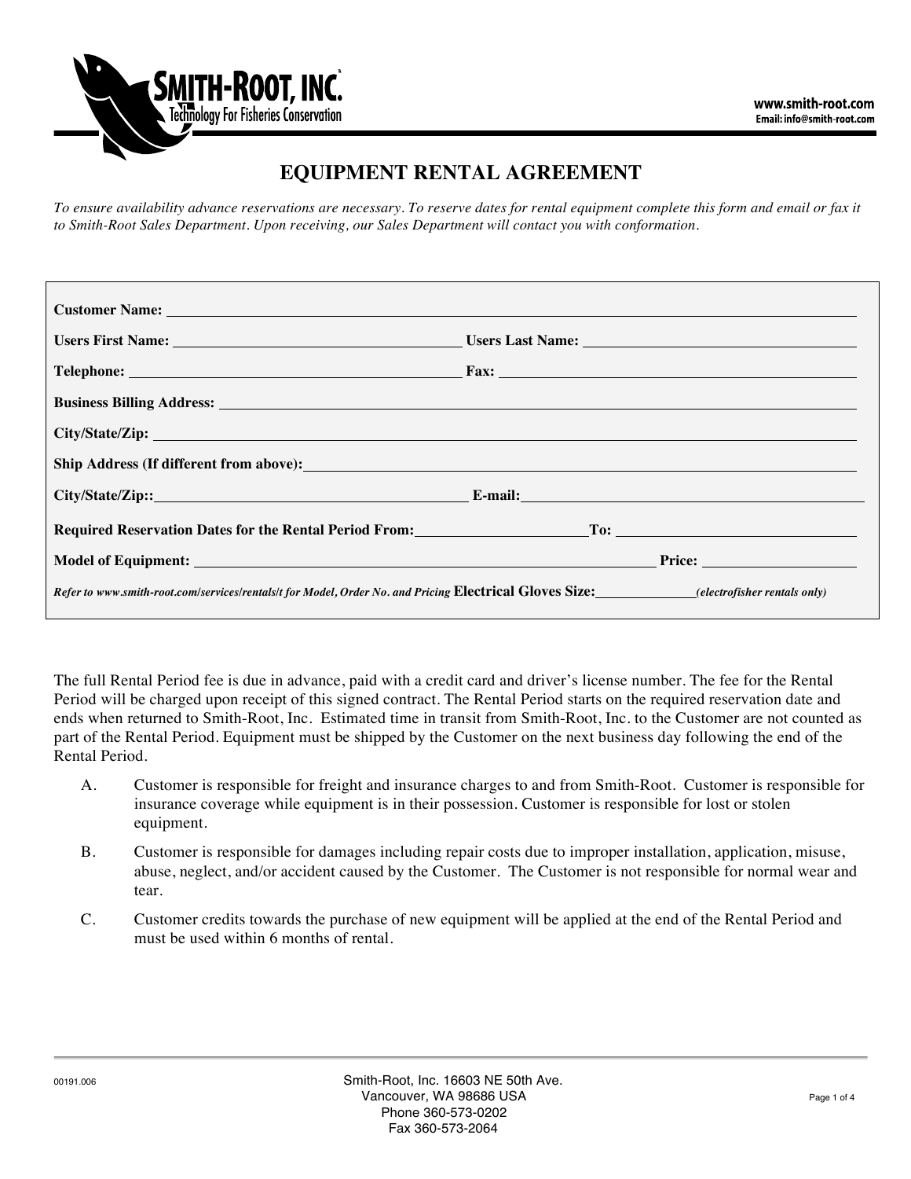SMITH-ROOT, INC.
Technology For Fisheries Conservation

www.smith-root.com
Email: info@smith-root.com

# EQUIPMENT RENTAL AGREEMENT

*To ensure availability advance reservations are necessary. To reserve dates for rental equipment complete this form and email or fax it to Smith-Root Sales Department. Upon receiving, our Sales Department will contact you with conformation.*

**Customer Name:** ____________________

**Users First Name:** ____________________ **Users Last Name:** ____________________

**Telephone:** ____________________ **Fax:** ____________________

**Business Billing Address:** ____________________

**City/State/Zip:** ____________________

**Ship Address (If different from above):** ____________________

**City/State/Zip::** ____________________ **E-mail:** ____________________

**Required Reservation Dates for the Rental Period From:** ____________ **To:** ____________

**Model of Equipment:** ____________________ **Price:** ____________

***Refer to www.smith-root.com/services/rentals/t for Model, Order No. and Pricing*** **Electrical Gloves Size:** ____________ ***(electrofisher rentals only)***

The full Rental Period fee is due in advance, paid with a credit card and driver's license number. The fee for the Rental Period will be charged upon receipt of this signed contract. The Rental Period starts on the required reservation date and ends when returned to Smith-Root, Inc. Estimated time in transit from Smith-Root, Inc. to the Customer are not counted as part of the Rental Period. Equipment must be shipped by the Customer on the next business day following the end of the Rental Period.

A. Customer is responsible for freight and insurance charges to and from Smith-Root. Customer is responsible for insurance coverage while equipment is in their possession. Customer is responsible for lost or stolen equipment.

B. Customer is responsible for damages including repair costs due to improper installation, application, misuse, abuse, neglect, and/or accident caused by the Customer. The Customer is not responsible for normal wear and tear.

C. Customer credits towards the purchase of new equipment will be applied at the end of the Rental Period and must be used within 6 months of rental.

00191.006

Smith-Root, Inc. 16603 NE 50th Ave.
Vancouver, WA 98686 USA
Phone 360-573-0202
Fax 360-573-2064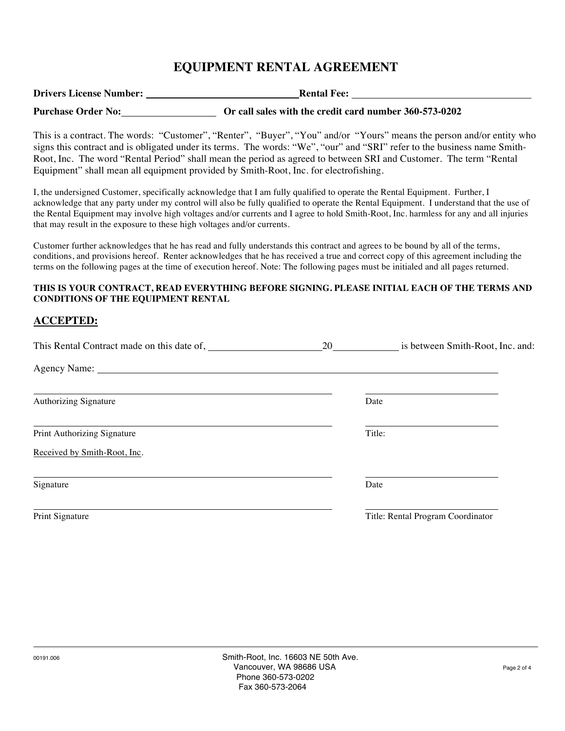# EQUIPMENT RENTAL AGREEMENT

**Drivers License Number:** ______________________________ **Rental Fee:** ______________________________

**Purchase Order No:** __________________ **Or call sales with the credit card number 360-573-0202**

This is a contract. The words: "Customer", "Renter", "Buyer", "You" and/or "Yours" means the person and/or entity who signs this contract and is obligated under its terms. The words: "We", "our" and "SRI" refer to the business name Smith-Root, Inc. The word "Rental Period" shall mean the period as agreed to between SRI and Customer. The term "Rental Equipment" shall mean all equipment provided by Smith-Root, Inc. for electrofishing.

I, the undersigned Customer, specifically acknowledge that I am fully qualified to operate the Rental Equipment. Further, I acknowledge that any party under my control will also be fully qualified to operate the Rental Equipment. I understand that the use of the Rental Equipment may involve high voltages and/or currents and I agree to hold Smith-Root, Inc. harmless for any and all injuries that may result in the exposure to these high voltages and/or currents.

Customer further acknowledges that he has read and fully understands this contract and agrees to be bound by all of the terms, conditions, and provisions hereof. Renter acknowledges that he has received a true and correct copy of this agreement including the terms on the following pages at the time of execution hereof. Note: The following pages must be initialed and all pages returned.

**THIS IS YOUR CONTRACT, READ EVERYTHING BEFORE SIGNING. PLEASE INITIAL EACH OF THE TERMS AND CONDITIONS OF THE EQUIPMENT RENTAL**

## ACCEPTED:

This Rental Contract made on this date of, ______________________ 20____________ is between Smith-Root, Inc. and:

Agency Name: ____________________________________________________________

____________________________________________ ______________________

Authorizing Signature Date

____________________________________________ ______________________

Print Authorizing Signature Title:

Received by Smith-Root, Inc.

____________________________________________ ______________________

Signature Date

____________________________________________ ______________________

Print Signature Title: Rental Program Coordinator

00191.006

Smith-Root, Inc. 16603 NE 50th Ave.
Vancouver, WA 98686 USA
Phone 360-573-0202
Fax 360-573-2064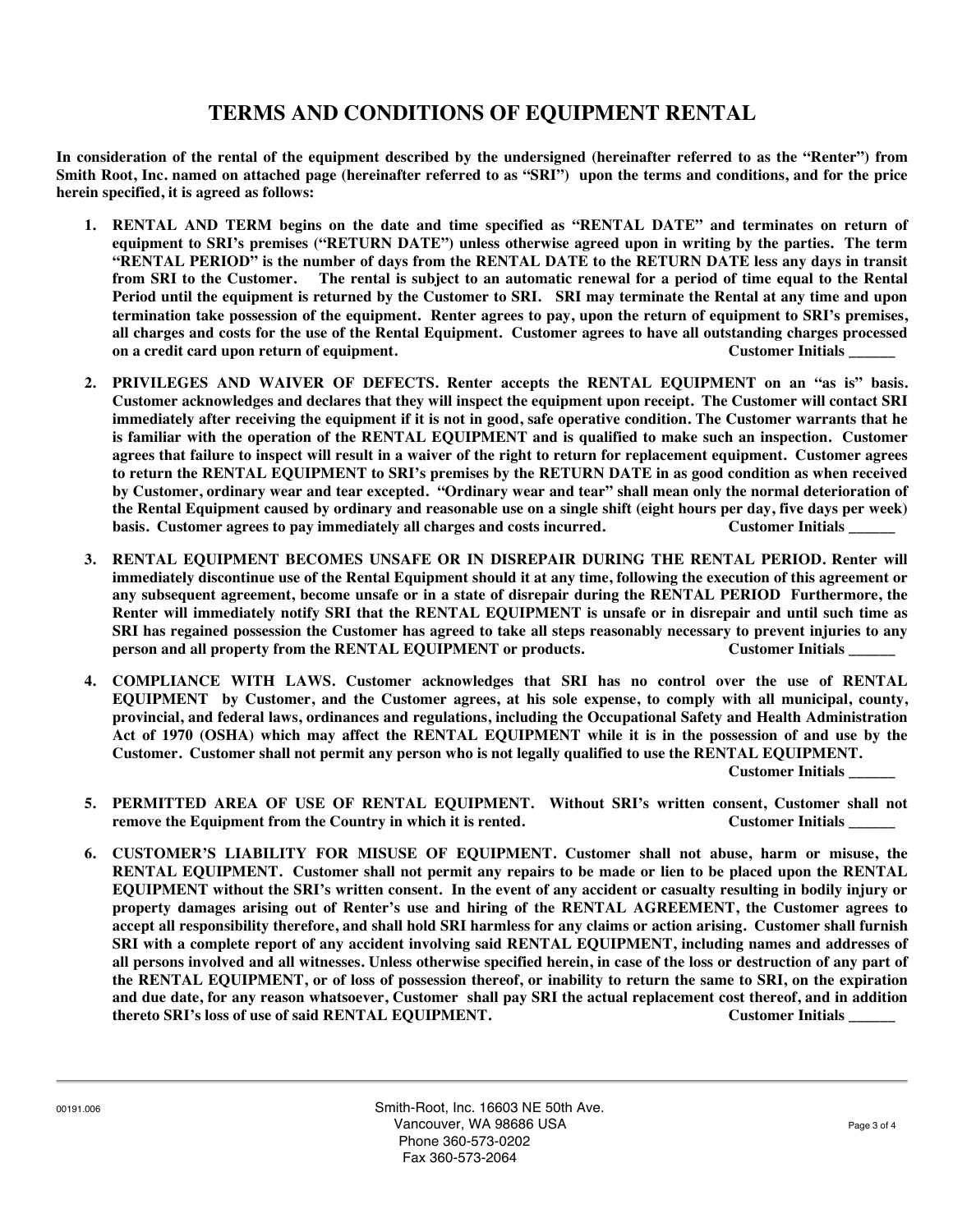# TERMS AND CONDITIONS OF EQUIPMENT RENTAL

**In consideration of the rental of the equipment described by the undersigned (hereinafter referred to as the "Renter") from Smith Root, Inc. named on attached page (hereinafter referred to as "SRI") upon the terms and conditions, and for the price herein specified, it is agreed as follows:**

1. **RENTAL AND TERM begins on the date and time specified as "RENTAL DATE" and terminates on return of equipment to SRI's premises ("RETURN DATE") unless otherwise agreed upon in writing by the parties. The term "RENTAL PERIOD" is the number of days from the RENTAL DATE to the RETURN DATE less any days in transit from SRI to the Customer. The rental is subject to an automatic renewal for a period of time equal to the Rental Period until the equipment is returned by the Customer to SRI. SRI may terminate the Rental at any time and upon termination take possession of the equipment. Renter agrees to pay, upon the return of equipment to SRI's premises, all charges and costs for the use of the Rental Equipment. Customer agrees to have all outstanding charges processed on a credit card upon return of equipment. Customer Initials ______**

2. **PRIVILEGES AND WAIVER OF DEFECTS. Renter accepts the RENTAL EQUIPMENT on an "as is" basis. Customer acknowledges and declares that they will inspect the equipment upon receipt. The Customer will contact SRI immediately after receiving the equipment if it is not in good, safe operative condition. The Customer warrants that he is familiar with the operation of the RENTAL EQUIPMENT and is qualified to make such an inspection. Customer agrees that failure to inspect will result in a waiver of the right to return for replacement equipment. Customer agrees to return the RENTAL EQUIPMENT to SRI's premises by the RETURN DATE in as good condition as when received by Customer, ordinary wear and tear excepted. "Ordinary wear and tear" shall mean only the normal deterioration of the Rental Equipment caused by ordinary and reasonable use on a single shift (eight hours per day, five days per week) basis. Customer agrees to pay immediately all charges and costs incurred. Customer Initials ______**

3. **RENTAL EQUIPMENT BECOMES UNSAFE OR IN DISREPAIR DURING THE RENTAL PERIOD. Renter will immediately discontinue use of the Rental Equipment should it at any time, following the execution of this agreement or any subsequent agreement, become unsafe or in a state of disrepair during the RENTAL PERIOD Furthermore, the Renter will immediately notify SRI that the RENTAL EQUIPMENT is unsafe or in disrepair and until such time as SRI has regained possession the Customer has agreed to take all steps reasonably necessary to prevent injuries to any person and all property from the RENTAL EQUIPMENT or products. Customer Initials ______**

4. **COMPLIANCE WITH LAWS. Customer acknowledges that SRI has no control over the use of RENTAL EQUIPMENT by Customer, and the Customer agrees, at his sole expense, to comply with all municipal, county, provincial, and federal laws, ordinances and regulations, including the Occupational Safety and Health Administration Act of 1970 (OSHA) which may affect the RENTAL EQUIPMENT while it is in the possession of and use by the Customer. Customer shall not permit any person who is not legally qualified to use the RENTAL EQUIPMENT. Customer Initials ______**

5. **PERMITTED AREA OF USE OF RENTAL EQUIPMENT. Without SRI's written consent, Customer shall not remove the Equipment from the Country in which it is rented. Customer Initials ______**

6. **CUSTOMER'S LIABILITY FOR MISUSE OF EQUIPMENT. Customer shall not abuse, harm or misuse, the RENTAL EQUIPMENT. Customer shall not permit any repairs to be made or lien to be placed upon the RENTAL EQUIPMENT without the SRI's written consent. In the event of any accident or casualty resulting in bodily injury or property damages arising out of Renter's use and hiring of the RENTAL AGREEMENT, the Customer agrees to accept all responsibility therefore, and shall hold SRI harmless for any claims or action arising. Customer shall furnish SRI with a complete report of any accident involving said RENTAL EQUIPMENT, including names and addresses of all persons involved and all witnesses. Unless otherwise specified herein, in case of the loss or destruction of any part of the RENTAL EQUIPMENT, or of loss of possession thereof, or inability to return the same to SRI, on the expiration and due date, for any reason whatsoever, Customer shall pay SRI the actual replacement cost thereof, and in addition thereto SRI's loss of use of said RENTAL EQUIPMENT. Customer Initials ______**

00191.006

Smith-Root, Inc. 16603 NE 50th Ave.
Vancouver, WA 98686 USA
Phone 360-573-0202
Fax 360-573-2064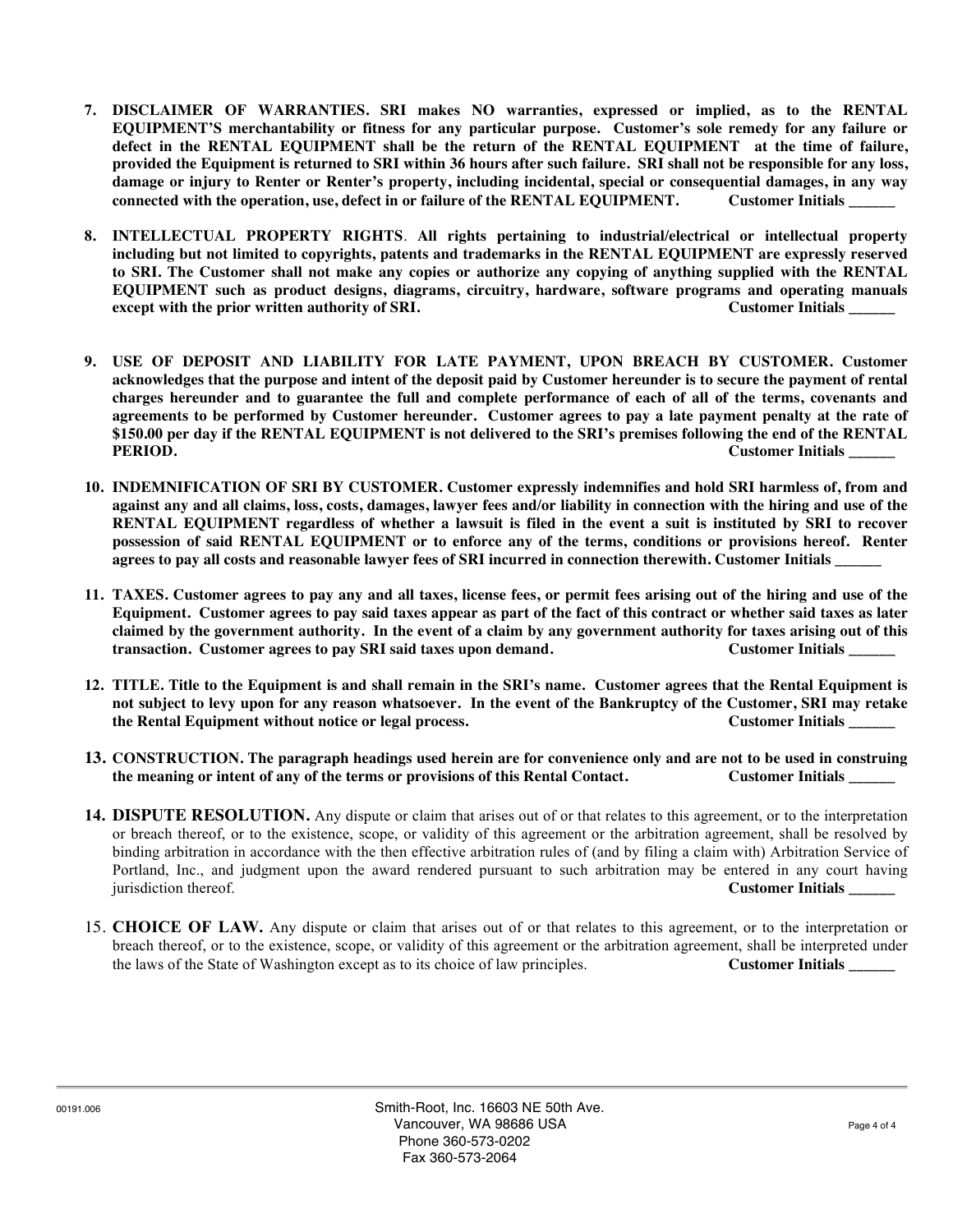7. **DISCLAIMER OF WARRANTIES. SRI makes NO warranties, expressed or implied, as to the RENTAL EQUIPMENT'S merchantability or fitness for any particular purpose. Customer's sole remedy for any failure or defect in the RENTAL EQUIPMENT shall be the return of the RENTAL EQUIPMENT at the time of failure, provided the Equipment is returned to SRI within 36 hours after such failure. SRI shall not be responsible for any loss, damage or injury to Renter or Renter's property, including incidental, special or consequential damages, in any way connected with the operation, use, defect in or failure of the RENTAL EQUIPMENT. Customer Initials ______**

8. **INTELLECTUAL PROPERTY RIGHTS. All rights pertaining to industrial/electrical or intellectual property including but not limited to copyrights, patents and trademarks in the RENTAL EQUIPMENT are expressly reserved to SRI. The Customer shall not make any copies or authorize any copying of anything supplied with the RENTAL EQUIPMENT such as product designs, diagrams, circuitry, hardware, software programs and operating manuals except with the prior written authority of SRI. Customer Initials ______**

9. **USE OF DEPOSIT AND LIABILITY FOR LATE PAYMENT, UPON BREACH BY CUSTOMER. Customer acknowledges that the purpose and intent of the deposit paid by Customer hereunder is to secure the payment of rental charges hereunder and to guarantee the full and complete performance of each of all of the terms, covenants and agreements to be performed by Customer hereunder. Customer agrees to pay a late payment penalty at the rate of $150.00 per day if the RENTAL EQUIPMENT is not delivered to the SRI's premises following the end of the RENTAL PERIOD. Customer Initials ______**

10. **INDEMNIFICATION OF SRI BY CUSTOMER. Customer expressly indemnifies and hold SRI harmless of, from and against any and all claims, loss, costs, damages, lawyer fees and/or liability in connection with the hiring and use of the RENTAL EQUIPMENT regardless of whether a lawsuit is filed in the event a suit is instituted by SRI to recover possession of said RENTAL EQUIPMENT or to enforce any of the terms, conditions or provisions hereof. Renter agrees to pay all costs and reasonable lawyer fees of SRI incurred in connection therewith. Customer Initials ______**

11. **TAXES. Customer agrees to pay any and all taxes, license fees, or permit fees arising out of the hiring and use of the Equipment. Customer agrees to pay said taxes appear as part of the fact of this contract or whether said taxes as later claimed by the government authority. In the event of a claim by any government authority for taxes arising out of this transaction. Customer agrees to pay SRI said taxes upon demand. Customer Initials ______**

12. **TITLE. Title to the Equipment is and shall remain in the SRI's name. Customer agrees that the Rental Equipment is not subject to levy upon for any reason whatsoever. In the event of the Bankruptcy of the Customer, SRI may retake the Rental Equipment without notice or legal process. Customer Initials ______**

13. **CONSTRUCTION. The paragraph headings used herein are for convenience only and are not to be used in construing the meaning or intent of any of the terms or provisions of this Rental Contact. Customer Initials ______**

14. **DISPUTE RESOLUTION.** Any dispute or claim that arises out of or that relates to this agreement, or to the interpretation or breach thereof, or to the existence, scope, or validity of this agreement or the arbitration agreement, shall be resolved by binding arbitration in accordance with the then effective arbitration rules of (and by filing a claim with) Arbitration Service of Portland, Inc., and judgment upon the award rendered pursuant to such arbitration may be entered in any court having jurisdiction thereof. **Customer Initials ______**

15. **CHOICE OF LAW.** Any dispute or claim that arises out of or that relates to this agreement, or to the interpretation or breach thereof, or to the existence, scope, or validity of this agreement or the arbitration agreement, shall be interpreted under the laws of the State of Washington except as to its choice of law principles. **Customer Initials ______**

00191.006

Smith-Root, Inc. 16603 NE 50th Ave.
Vancouver, WA 98686 USA
Phone 360-573-0202
Fax 360-573-2064